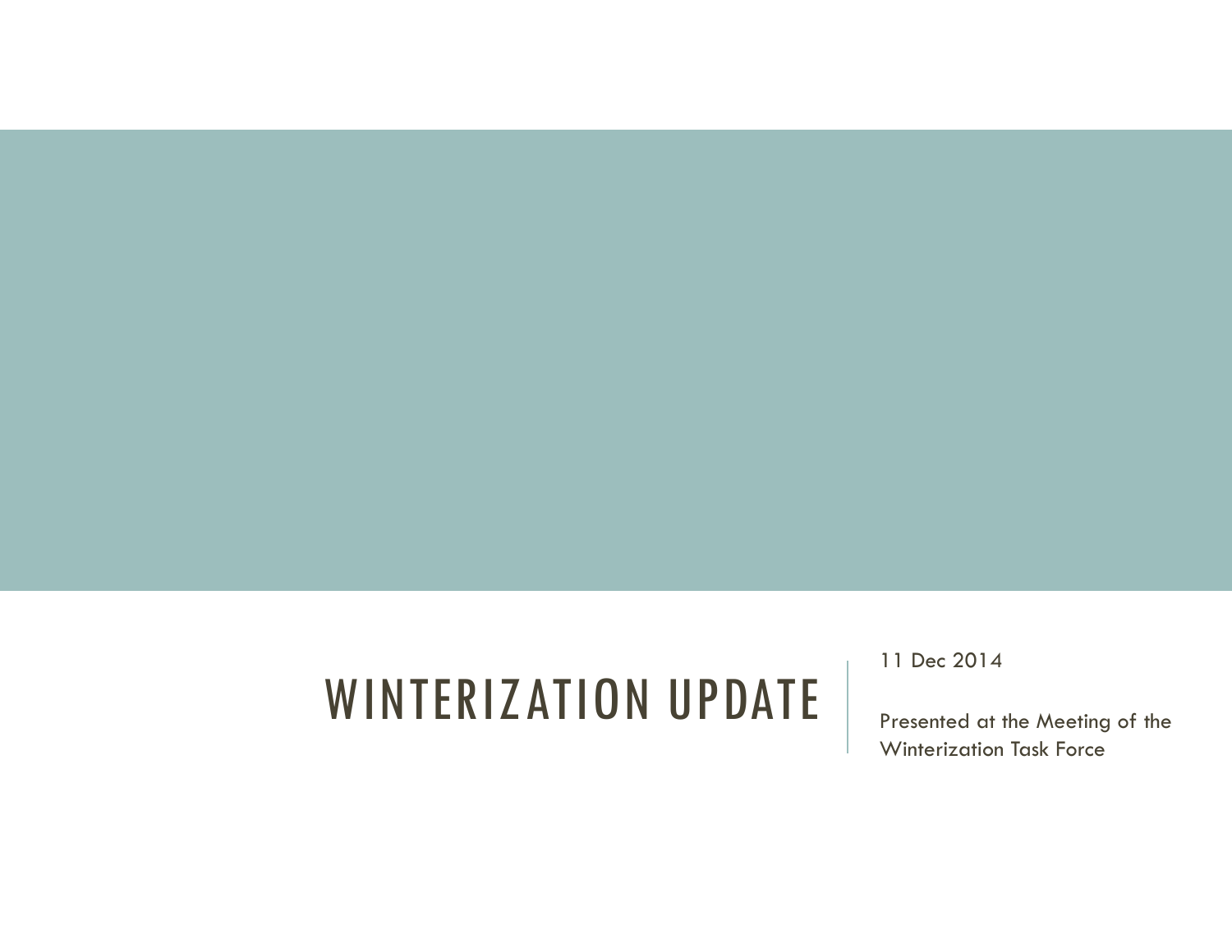# WINTERIZATION UPDATE

11 Dec 2014

Presented at the Meeting of the Winterization Task Force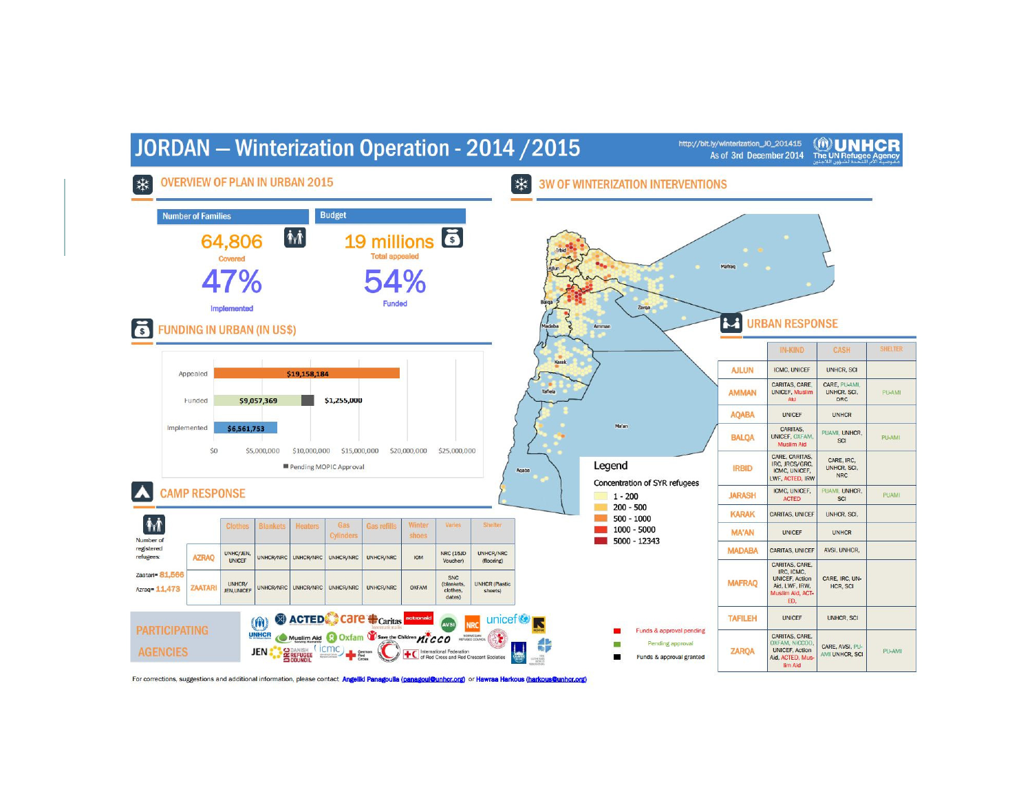# JORDAN — Winterization Operation - 2014 /2015

http://bit.ly/winterization_JO_201415
As of 3rd December 2014

UNHCR The UN Refugee Agency

## OVERVIEW OF PLAN IN URBAN 2015

| Number of Families | Budget |
| --- | --- |
| 64,806 Covered | 19 millions Total appealed |
| 47% Implemented | 54% Funded |

## FUNDING IN URBAN (IN US$)

Appealed $19,158,184

Funded $9,057,369 $1,255,000

Implemented $6,561,753

$0 $5,000,000 $10,000,000 $15,000,000 $20,000,000 $25,000,000

Pending MOPIC Approval

## CAMP RESPONSE

Number of registered refugees:

Zaatari= 81,566

Azraq= 11,473

| | Clothes | Blankets | Heaters | Gas Cylinders | Gas refills | Winter shoes | Varies | Shelter |
| --- | --- | --- | --- | --- | --- | --- | --- | --- |
| AZRAQ | UNHC/JEN, UNICEF | UNHCR/NRC | UNHCR/NRC | UNHCR/NRC | UNHCR/NRC | IOM | NRC (15JD Voucher) | UNHCR/NRC (flooring) |
| ZAATARI | UNHCR/ JEN,UNICEF | UNHCR/NRC | UNHCR/NRC | UNHCR/NRC | UNHCR/NRC | OXFAM | SNC (blankets, clothes, dates) | UNHCR (Plastic sheets) |

## PARTICIPATING AGENCIES

## 3W OF WINTERIZATION INTERVENTIONS

Irbid, Ajlun, Mafraq, Balqa, Zarqa, Madaba, Amman, Kerak, Tafiela, Ma'an, Aqaba

Legend

Concentration of SYR refugees

1 - 200

200 - 500

500 - 1000

1000 - 5000

5000 - 12343

## URBAN RESPONSE

| | IN-KIND | CASH | SHELTER |
| --- | --- | --- | --- |
| AJLUN | ICMC, UNICEF | UNHCR, SCI | |
| AMMAN | CARITAS, CARE, UNICEF, Muslim Aid | CARE, PU-AMI, UNHCR, SCI, DRC | PU-AMI |
| AQABA | UNICEF | UNHCR | |
| BALQA | CARITAS, UNICEF, OXFAM, Muslim Aid | PUAMI, UNHCR, SCI | PU-AMI |
| IRBID | CARE, CARITAS, IRC, JRCS/GRC, ICMC, UNICEF, LWF, ACTED, IRW | CARE, IRC, UNHCR, SCI, NRC | |
| JARASH | ICMC, UNICEF, ACTED | PUAMI, UNHCR, SCI | PUAMI |
| KARAK | CARITAS, UNICEF | UNHCR, SCI, | |
| MA'AN | UNICEF | UNHCR | |
| MADABA | CARITAS, UNICEF | AVSI, UNHCR, | |
| MAFRAQ | CARITAS, CARE, IRC, ICMC, UNICEF, Action Aid, LWF, IRW, Muslim Aid, ACTED, | CARE, IRC, UNHCR, SCI | |
| TAFILEH | UNICEF | UNHCR, SCI | |
| ZARQA | CARITAS, CARE, OXFAM, NICCOD, UNICEF, Action Aid, ACTED, Muslim Aid | CARE, AVSI, PU-AMI UNHCR, SCI | PU-AMI |

Funds & approval pending

Pending approval

Funds & approval granted

For corrections, suggestions and additional information, please contact Angeliki Panagoulia (panagoul@unhcr.org) or Hawraa Harkous (harkous@unhcr.org)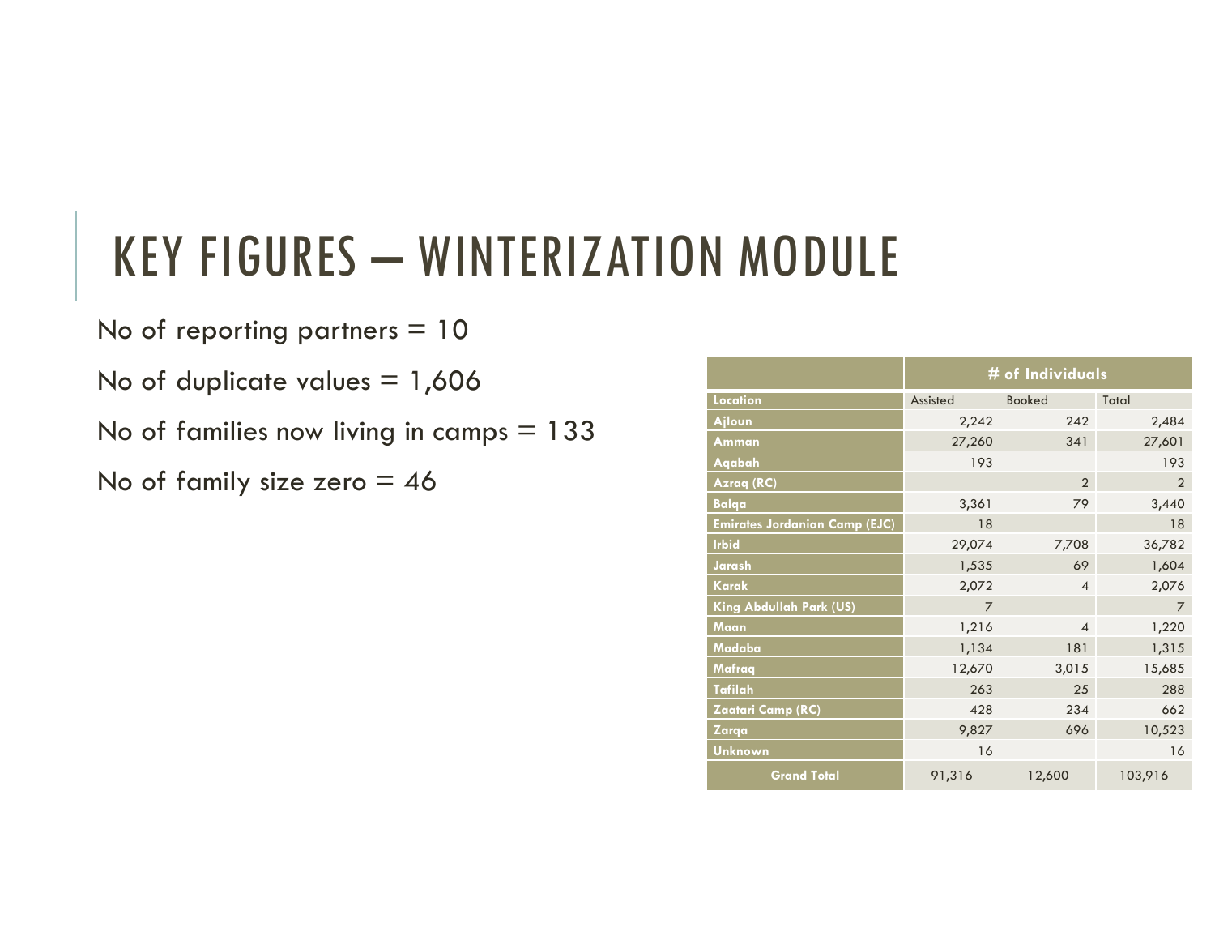# KEY FIGURES – WINTERIZATION MODULE

No of reporting partners = 10

No of duplicate values = 1,606

No of families now living in camps = 133

No of family size zero = 46

| | # of Individuals | | |
|---|---|---|---|
| **Location** | Assisted | Booked | Total |
| **Ajloun** | 2,242 | 242 | 2,484 |
| **Amman** | 27,260 | 341 | 27,601 |
| **Aqabah** | 193 | | 193 |
| **Azraq (RC)** | | 2 | 2 |
| **Balqa** | 3,361 | 79 | 3,440 |
| **Emirates Jordanian Camp (EJC)** | 18 | | 18 |
| **Irbid** | 29,074 | 7,708 | 36,782 |
| **Jarash** | 1,535 | 69 | 1,604 |
| **Karak** | 2,072 | 4 | 2,076 |
| **King Abdullah Park (US)** | 7 | | 7 |
| **Maan** | 1,216 | 4 | 1,220 |
| **Madaba** | 1,134 | 181 | 1,315 |
| **Mafraq** | 12,670 | 3,015 | 15,685 |
| **Tafilah** | 263 | 25 | 288 |
| **Zaatari Camp (RC)** | 428 | 234 | 662 |
| **Zarqa** | 9,827 | 696 | 10,523 |
| **Unknown** | 16 | | 16 |
| **Grand Total** | 91,316 | 12,600 | 103,916 |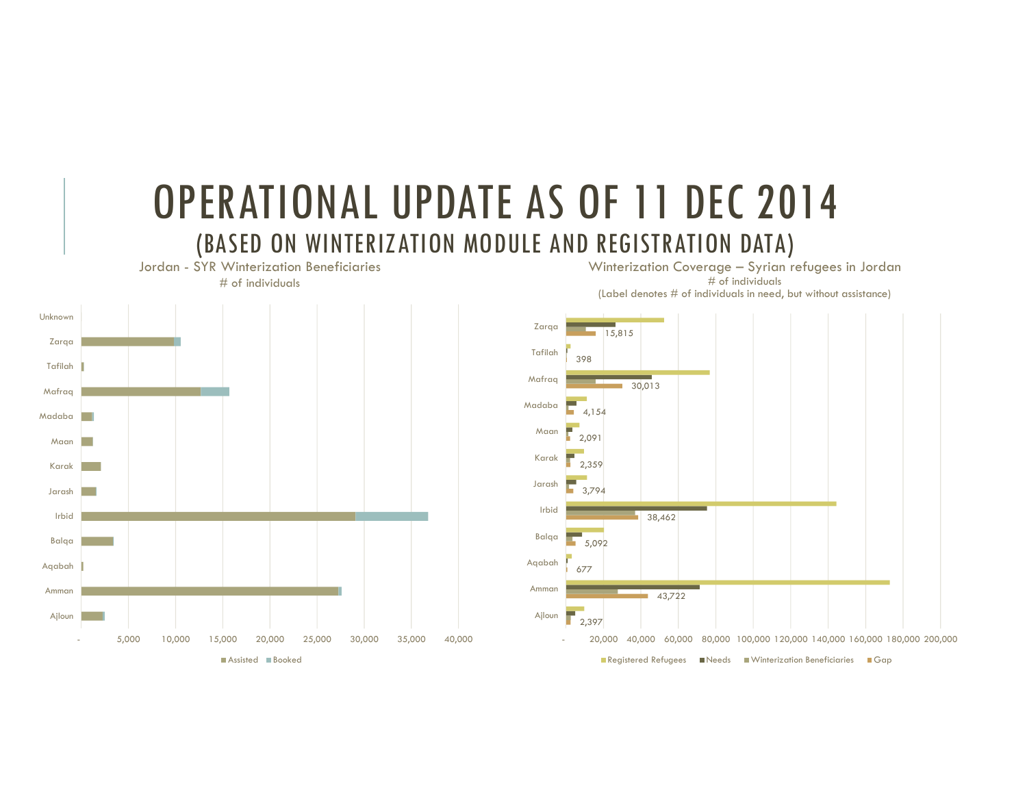# OPERATIONAL UPDATE AS OF 11 DEC 2014

## (BASED ON WINTERIZATION MODULE AND REGISTRATION DATA)

Jordan - SYR Winterization Beneficiaries
# of individuals

Unknown
Zarqa
Tafilah
Mafraq
Madaba
Maan
Karak
Jarash
Irbid
Balqa
Aqabah
Amman
Ajloun

- 5,000 10,000 15,000 20,000 25,000 30,000 35,000 40,000

Assisted Booked

Winterization Coverage – Syrian refugees in Jordan
# of individuals
(Label denotes # of individuals in need, but without assistance)

Zarqa 15,815
Tafilah 398
Mafraq 30,013
Madaba 4,154
Maan 2,091
Karak 2,359
Jarash 3,794
Irbid 38,462
Balqa 5,092
Aqabah 677
Amman 43,722
Ajloun 2,397

- 20,000 40,000 60,000 80,000 100,000 120,000 140,000 160,000 180,000 200,000

Registered Refugees Needs Winterization Beneficiaries Gap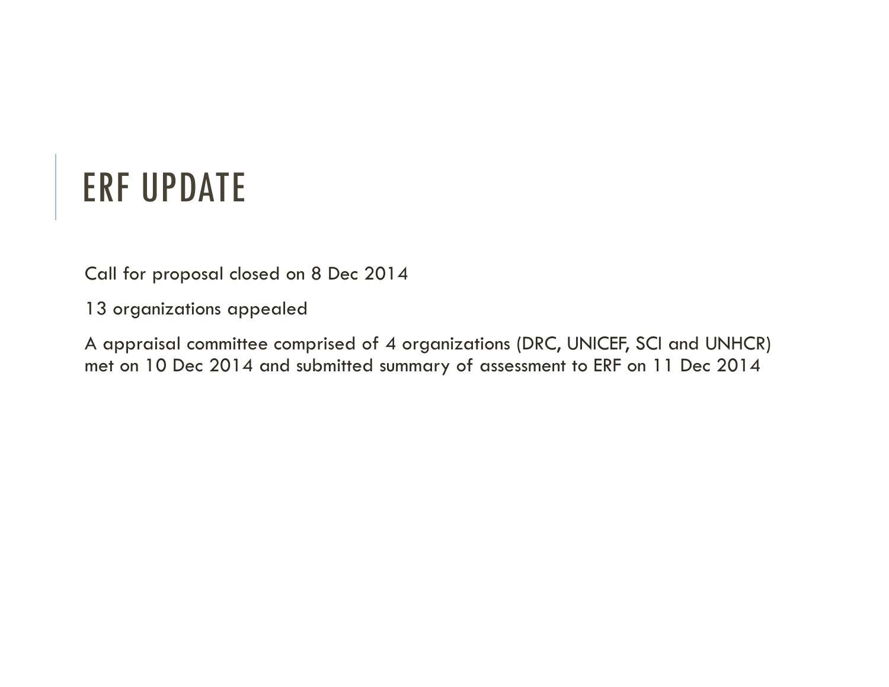# ERF UPDATE

Call for proposal closed on 8 Dec 2014

13 organizations appealed

A appraisal committee comprised of 4 organizations (DRC, UNICEF, SCI and UNHCR) met on 10 Dec 2014 and submitted summary of assessment to ERF on 11 Dec 2014